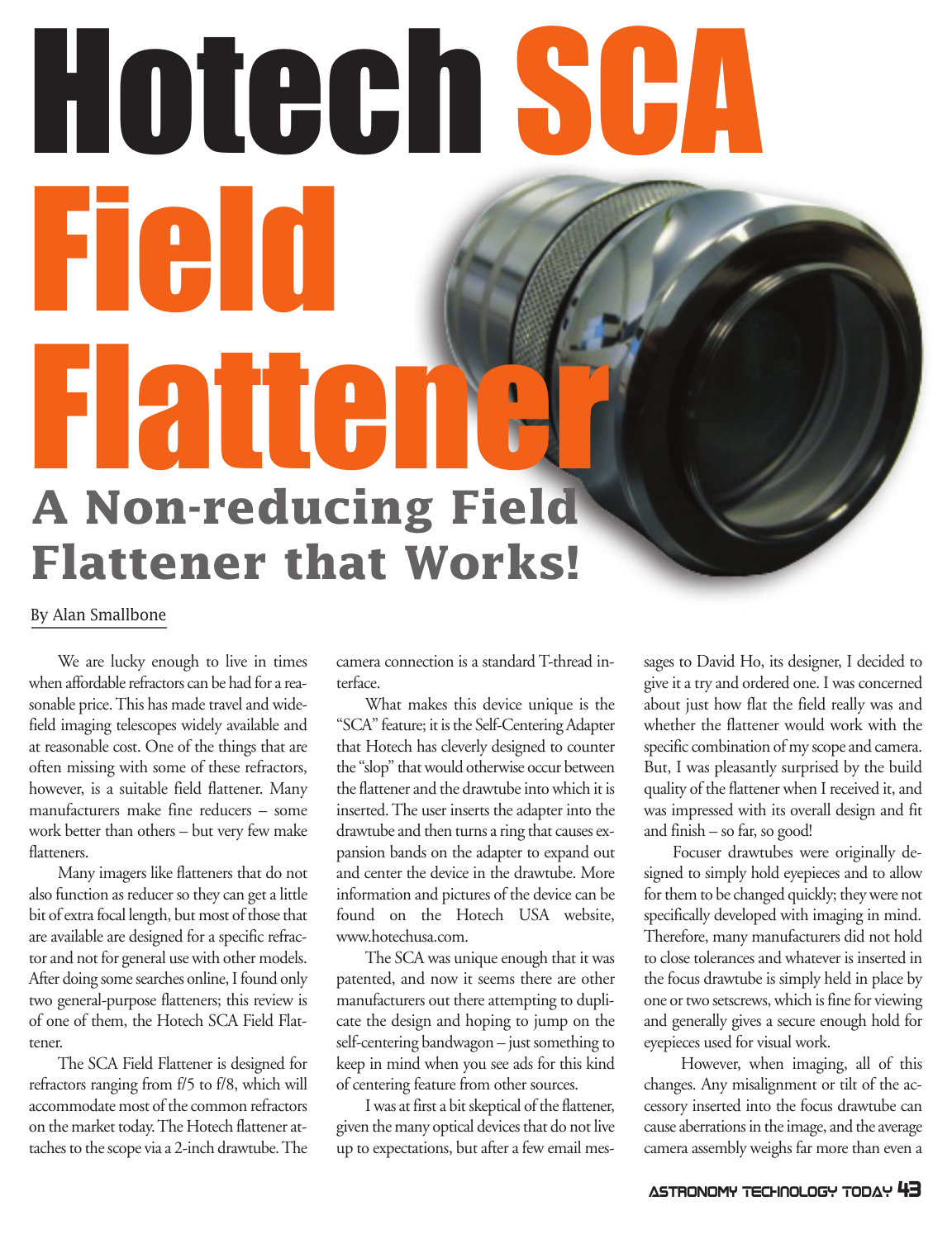# Hotech SCA Field Flattener

## A Non-reducing Field Flattener that Works!

By Alan Smallbone

We are lucky enough to live in times when affordable refractors can be had for a reasonable price. This has made travel and wide-field imaging telescopes widely available and at reasonable cost. One of the things that are often missing with some of these refractors, however, is a suitable field flattener. Many manufacturers make fine reducers – some work better than others – but very few make flatteners.

Many imagers like flatteners that do not also function as reducer so they can get a little bit of extra focal length, but most of those that are available are designed for a specific refractor and not for general use with other models. After doing some searches online, I found only two general-purpose flatteners; this review is of one of them, the Hotech SCA Field Flattener.

The SCA Field Flattener is designed for refractors ranging from f/5 to f/8, which will accommodate most of the common refractors on the market today. The Hotech flattener attaches to the scope via a 2-inch drawtube. The camera connection is a standard T-thread interface.

What makes this device unique is the "SCA" feature; it is the Self-Centering Adapter that Hotech has cleverly designed to counter the "slop" that would otherwise occur between the flattener and the drawtube into which it is inserted. The user inserts the adapter into the drawtube and then turns a ring that causes expansion bands on the adapter to expand out and center the device in the drawtube. More information and pictures of the device can be found on the Hotech USA website, www.hotechusa.com.

The SCA was unique enough that it was patented, and now it seems there are other manufacturers out there attempting to duplicate the design and hoping to jump on the self-centering bandwagon – just something to keep in mind when you see ads for this kind of centering feature from other sources.

I was at first a bit skeptical of the flattener, given the many optical devices that do not live up to expectations, but after a few email messages to David Ho, its designer, I decided to give it a try and ordered one. I was concerned about just how flat the field really was and whether the flattener would work with the specific combination of my scope and camera. But, I was pleasantly surprised by the build quality of the flattener when I received it, and was impressed with its overall design and fit and finish – so far, so good!

Focuser drawtubes were originally designed to simply hold eyepieces and to allow for them to be changed quickly; they were not specifically developed with imaging in mind. Therefore, many manufacturers did not hold to close tolerances and whatever is inserted in the focus drawtube is simply held in place by one or two setscrews, which is fine for viewing and generally gives a secure enough hold for eyepieces used for visual work.

However, when imaging, all of this changes. Any misalignment or tilt of the accessory inserted into the focus drawtube can cause aberrations in the image, and the average camera assembly weighs far more than even a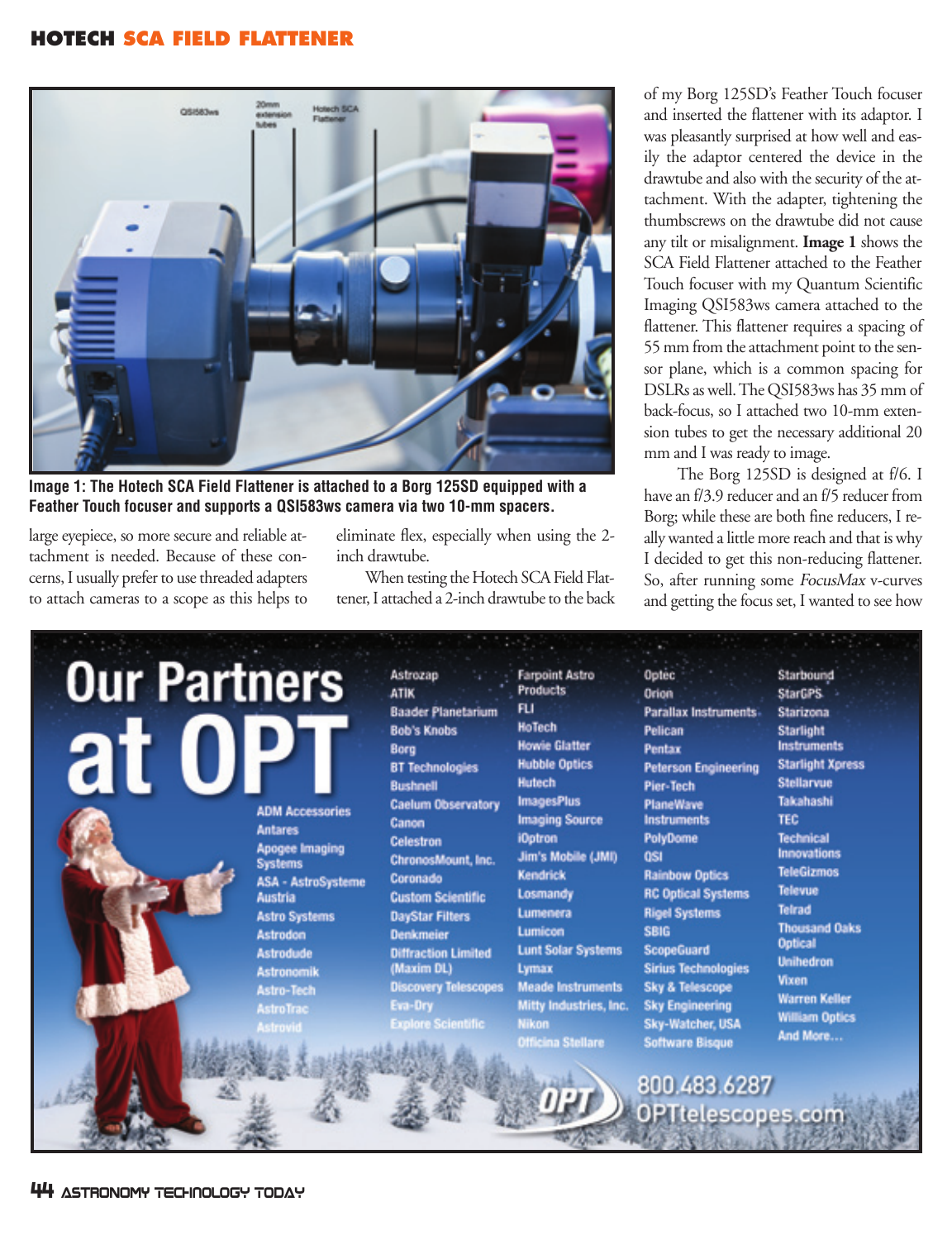Image 1: The Hotech SCA Field Flattener is attached to a Borg 125SD equipped with a Feather Touch focuser and supports a QSI583ws camera via two 10-mm spacers.

large eyepiece, so more secure and reliable attachment is needed. Because of these concerns, I usually prefer to use threaded adapters to attach cameras to a scope as this helps to eliminate flex, especially when using the 2-inch drawtube.

When testing the Hotech SCA Field Flattener, I attached a 2-inch drawtube to the back of my Borg 125SD's Feather Touch focuser and inserted the flattener with its adaptor. I was pleasantly surprised at how well and easily the adaptor centered the device in the drawtube and also with the security of the attachment. With the adapter, tightening the thumbscrews on the drawtube did not cause any tilt or misalignment. **Image 1** shows the SCA Field Flattener attached to the Feather Touch focuser with my Quantum Scientific Imaging QSI583ws camera attached to the flattener. This flattener requires a spacing of 55 mm from the attachment point to the sensor plane, which is a common spacing for DSLRs as well. The QSI583ws has 35 mm of back-focus, so I attached two 10-mm extension tubes to get the necessary additional 20 mm and I was ready to image.

The Borg 125SD is designed at f/6. I have an f/3.9 reducer and an f/5 reducer from Borg; while these are both fine reducers, I really wanted a little more reach and that is why I decided to get this non-reducing flattener. So, after running some *FocusMax* v-curves and getting the focus set, I wanted to see how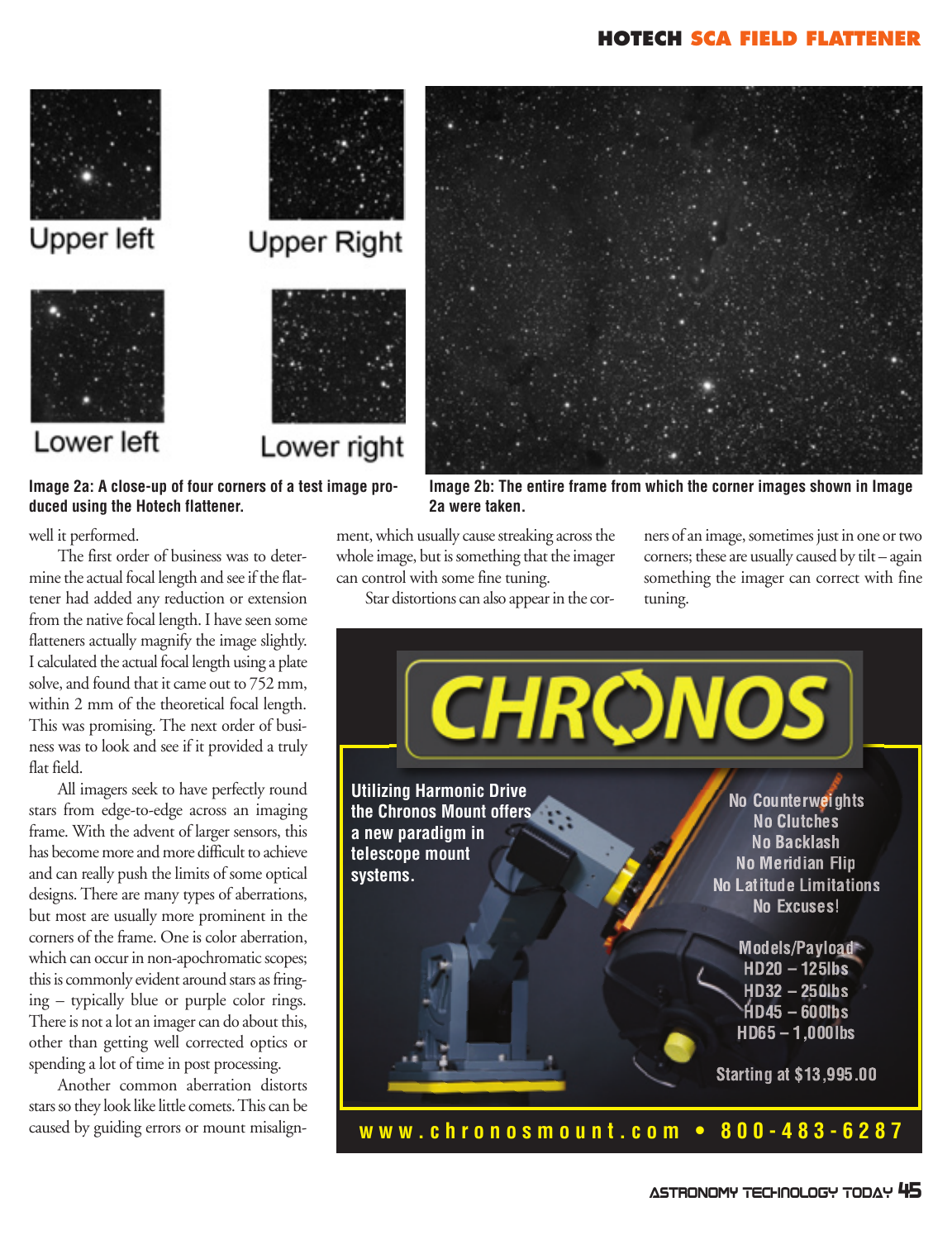Image 2a: A close-up of four corners of a test image produced using the Hotech flattener.

Image 2b: The entire frame from which the corner images shown in Image 2a were taken.

well it performed.

The first order of business was to determine the actual focal length and see if the flattener had added any reduction or extension from the native focal length. I have seen some flatteners actually magnify the image slightly. I calculated the actual focal length using a plate solve, and found that it came out to 752 mm, within 2 mm of the theoretical focal length. This was promising. The next order of business was to look and see if it provided a truly flat field.

All imagers seek to have perfectly round stars from edge-to-edge across an imaging frame. With the advent of larger sensors, this has become more and more difficult to achieve and can really push the limits of some optical designs. There are many types of aberrations, but most are usually more prominent in the corners of the frame. One is color aberration, which can occur in non-apochromatic scopes; this is commonly evident around stars as fringing – typically blue or purple color rings. There is not a lot an imager can do about this, other than getting well corrected optics or spending a lot of time in post processing.

Another common aberration distorts stars so they look like little comets. This can be caused by guiding errors or mount misalignment, which usually cause streaking across the whole image, but is something that the imager can control with some fine tuning.

Star distortions can also appear in the corners of an image, sometimes just in one or two corners; these are usually caused by tilt – again something the imager can correct with fine tuning.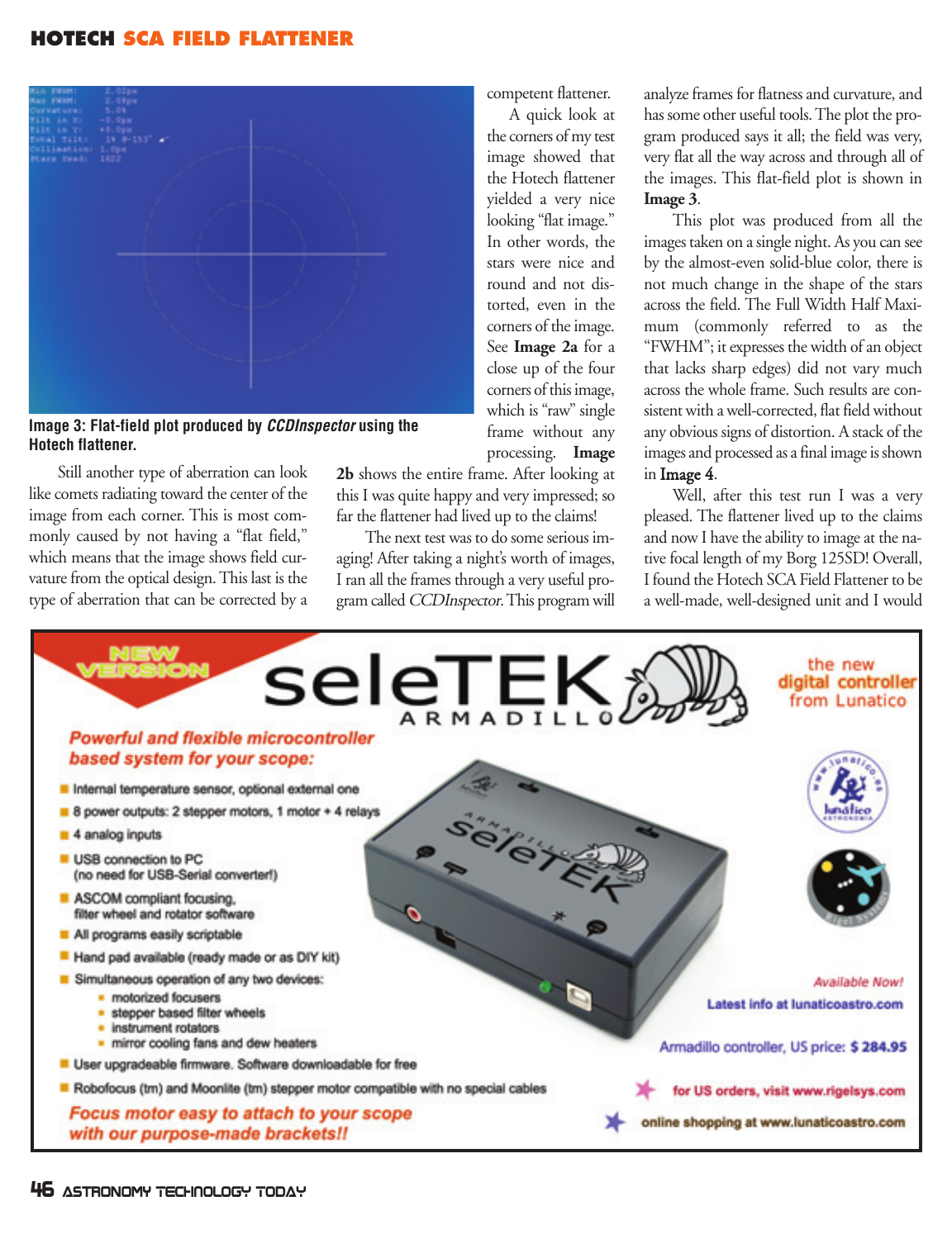Image 3: Flat-field plot produced by *CCDInspector* using the Hotech flattener.

Still another type of aberration can look like comets radiating toward the center of the image from each corner. This is most commonly caused by not having a "flat field," which means that the image shows field curvature from the optical design. This last is the type of aberration that can be corrected by a competent flattener.

A quick look at the corners of my test image showed that the Hotech flattener yielded a very nice looking "flat image." In other words, the stars were nice and round and not distorted, even in the corners of the image. See **Image 2a** for a close up of the four corners of this image, which is "raw" single frame without any processing. **Image 2b** shows the entire frame. After looking at this I was quite happy and very impressed; so far the flattener had lived up to the claims!

The next test was to do some serious imaging! After taking a night's worth of images, I ran all the frames through a very useful program called *CCDInspector*. This program will analyze frames for flatness and curvature, and has some other useful tools. The plot the program produced says it all; the field was very, very flat all the way across and through all of the images. This flat-field plot is shown in **Image 3**.

This plot was produced from all the images taken on a single night. As you can see by the almost-even solid-blue color, there is not much change in the shape of the stars across the field. The Full Width Half Maximum (commonly referred to as the "FWHM"; it expresses the width of an object that lacks sharp edges) did not vary much across the whole frame. Such results are consistent with a well-corrected, flat field without any obvious signs of distortion. A stack of the images and processed as a final image is shown in **Image 4**.

Well, after this test run I was a very pleased. The flattener lived up to the claims and now I have the ability to image at the native focal length of my Borg 125SD! Overall, I found the Hotech SCA Field Flattener to be a well-made, well-designed unit and I would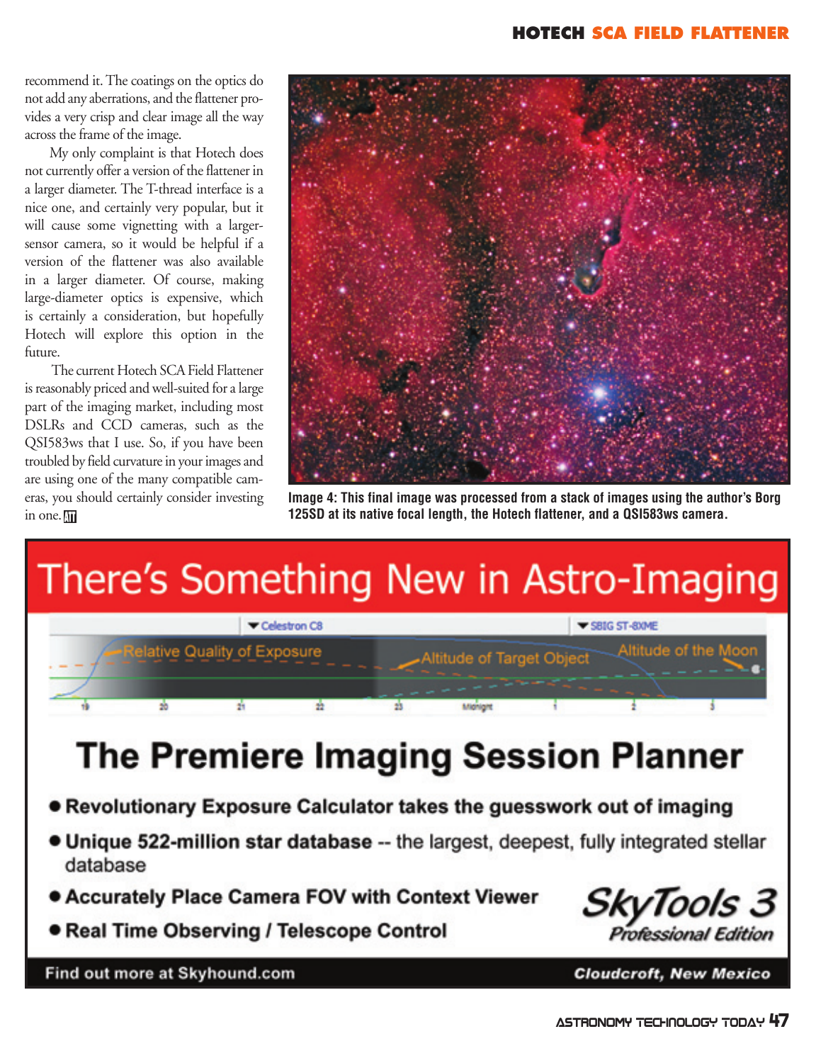recommend it. The coatings on the optics do not add any aberrations, and the flattener provides a very crisp and clear image all the way across the frame of the image.

My only complaint is that Hotech does not currently offer a version of the flattener in a larger diameter. The T-thread interface is a nice one, and certainly very popular, but it will cause some vignetting with a larger-sensor camera, so it would be helpful if a version of the flattener was also available in a larger diameter. Of course, making large-diameter optics is expensive, which is certainly a consideration, but hopefully Hotech will explore this option in the future.

The current Hotech SCA Field Flattener is reasonably priced and well-suited for a large part of the imaging market, including most DSLRs and CCD cameras, such as the QSI583ws that I use. So, if you have been troubled by field curvature in your images and are using one of the many compatible cameras, you should certainly consider investing in one.

**Image 4: This final image was processed from a stack of images using the author's Borg 125SD at its native focal length, the Hotech flattener, and a QSI583ws camera.**

# There's Something New in Astro-Imaging

Celestron C8
SBIG ST-8XME
Relative Quality of Exposure
Altitude of Target Object
Altitude of the Moon
19 20 21 22 23 Midnight 1 2 3

## The Premiere Imaging Session Planner

- **Revolutionary Exposure Calculator takes the guesswork out of imaging**
- **Unique 522-million star database** -- the largest, deepest, fully integrated stellar database
- **Accurately Place Camera FOV with Context Viewer**
- **Real Time Observing / Telescope Control**

*SkyTools 3*
*Professional Edition*

Find out more at Skyhound.com

*Cloudcroft, New Mexico*